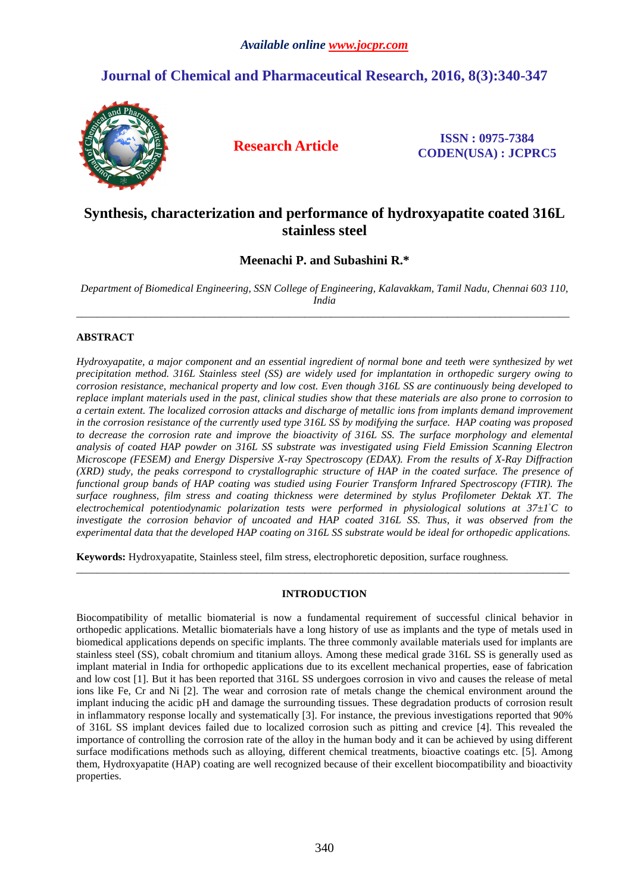*Available online www.jocpr.com*

## Journal of Chemical and Pharmaceutical Research, 2016, 8(3):340-347

**Research Article**

**ISSN : 0975-7384**
**CODEN(USA) : JCPRC5**

# Synthesis, characterization and performance of hydroxyapatite coated 316L stainless steel

**Meenachi P. and Subashini R.***

*Department of Biomedical Engineering, SSN College of Engineering, Kalavakkam, Tamil Nadu, Chennai 603 110, India*

---

## ABSTRACT

*Hydroxyapatite, a major component and an essential ingredient of normal bone and teeth were synthesized by wet precipitation method. 316L Stainless steel (SS) are widely used for implantation in orthopedic surgery owing to corrosion resistance, mechanical property and low cost. Even though 316L SS are continuously being developed to replace implant materials used in the past, clinical studies show that these materials are also prone to corrosion to a certain extent. The localized corrosion attacks and discharge of metallic ions from implants demand improvement in the corrosion resistance of the currently used type 316L SS by modifying the surface. HAP coating was proposed to decrease the corrosion rate and improve the bioactivity of 316L SS. The surface morphology and elemental analysis of coated HAP powder on 316L SS substrate was investigated using Field Emission Scanning Electron Microscope (FESEM) and Energy Dispersive X-ray Spectroscopy (EDAX). From the results of X-Ray Diffraction (XRD) study, the peaks correspond to crystallographic structure of HAP in the coated surface. The presence of functional group bands of HAP coating was studied using Fourier Transform Infrared Spectroscopy (FTIR). The surface roughness, film stress and coating thickness were determined by stylus Profilometer Dektak XT. The electrochemical potentiodynamic polarization tests were performed in physiological solutions at 37±1°C to investigate the corrosion behavior of uncoated and HAP coated 316L SS. Thus, it was observed from the experimental data that the developed HAP coating on 316L SS substrate would be ideal for orthopedic applications.*

**Keywords:** Hydroxyapatite, Stainless steel, film stress, electrophoretic deposition, surface roughness.

---

## INTRODUCTION

Biocompatibility of metallic biomaterial is now a fundamental requirement of successful clinical behavior in orthopedic applications. Metallic biomaterials have a long history of use as implants and the type of metals used in biomedical applications depends on specific implants. The three commonly available materials used for implants are stainless steel (SS), cobalt chromium and titanium alloys. Among these medical grade 316L SS is generally used as implant material in India for orthopedic applications due to its excellent mechanical properties, ease of fabrication and low cost [1]. But it has been reported that 316L SS undergoes corrosion in vivo and causes the release of metal ions like Fe, Cr and Ni [2]. The wear and corrosion rate of metals change the chemical environment around the implant inducing the acidic pH and damage the surrounding tissues. These degradation products of corrosion result in inflammatory response locally and systematically [3]. For instance, the previous investigations reported that 90% of 316L SS implant devices failed due to localized corrosion such as pitting and crevice [4]. This revealed the importance of controlling the corrosion rate of the alloy in the human body and it can be achieved by using different surface modifications methods such as alloying, different chemical treatments, bioactive coatings etc. [5]. Among them, Hydroxyapatite (HAP) coating are well recognized because of their excellent biocompatibility and bioactivity properties.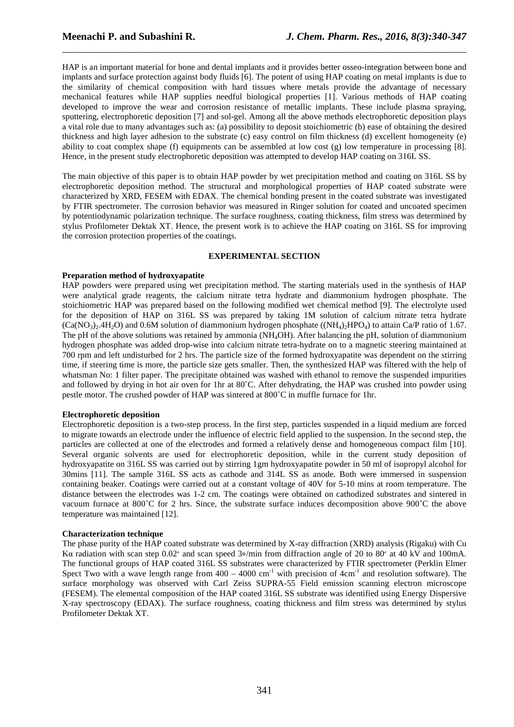HAP is an important material for bone and dental implants and it provides better osseo-integration between bone and implants and surface protection against body fluids [6]. The potent of using HAP coating on metal implants is due to the similarity of chemical composition with hard tissues where metals provide the advantage of necessary mechanical features while HAP supplies needful biological properties [1]. Various methods of HAP coating developed to improve the wear and corrosion resistance of metallic implants. These include plasma spraying, sputtering, electrophoretic deposition [7] and sol-gel. Among all the above methods electrophoretic deposition plays a vital role due to many advantages such as: (a) possibility to deposit stoichiometric (b) ease of obtaining the desired thickness and high layer adhesion to the substrate (c) easy control on film thickness (d) excellent homogeneity (e) ability to coat complex shape (f) equipments can be assembled at low cost (g) low temperature in processing [8]. Hence, in the present study electrophoretic deposition was attempted to develop HAP coating on 316L SS.

The main objective of this paper is to obtain HAP powder by wet precipitation method and coating on 316L SS by electrophoretic deposition method. The structural and morphological properties of HAP coated substrate were characterized by XRD, FESEM with EDAX. The chemical bonding present in the coated substrate was investigated by FTIR spectrometer. The corrosion behavior was measured in Ringer solution for coated and uncoated specimen by potentiodynamic polarization technique. The surface roughness, coating thickness, film stress was determined by stylus Profilometer Dektak XT. Hence, the present work is to achieve the HAP coating on 316L SS for improving the corrosion protection properties of the coatings.

## EXPERIMENTAL SECTION

### Preparation method of hydroxyapatite

HAP powders were prepared using wet precipitation method. The starting materials used in the synthesis of HAP were analytical grade reagents, the calcium nitrate tetra hydrate and diammonium hydrogen phosphate. The stoichiometric HAP was prepared based on the following modified wet chemical method [9]. The electrolyte used for the deposition of HAP on 316L SS was prepared by taking 1M solution of calcium nitrate tetra hydrate ($Ca(NO_3)_2.4H_2O$) and 0.6M solution of diammonium hydrogen phosphate ($(NH_4)_2HPO_4$) to attain Ca/P ratio of 1.67. The pH of the above solutions was retained by ammonia ($NH_4OH$). After balancing the pH, solution of diammonium hydrogen phosphate was added drop-wise into calcium nitrate tetra-hydrate on to a magnetic steering maintained at 700 rpm and left undisturbed for 2 hrs. The particle size of the formed hydroxyapatite was dependent on the stirring time, if steering time is more, the particle size gets smaller. Then, the synthesized HAP was filtered with the help of whatsman No: 1 filter paper. The precipitate obtained was washed with ethanol to remove the suspended impurities and followed by drying in hot air oven for 1hr at 80˚C. After dehydrating, the HAP was crushed into powder using pestle motor. The crushed powder of HAP was sintered at 800˚C in muffle furnace for 1hr.

### Electrophoretic deposition

Electrophoretic deposition is a two-step process. In the first step, particles suspended in a liquid medium are forced to migrate towards an electrode under the influence of electric field applied to the suspension. In the second step, the particles are collected at one of the electrodes and formed a relatively dense and homogeneous compact film [10]. Several organic solvents are used for electrophoretic deposition, while in the current study deposition of hydroxyapatite on 316L SS was carried out by stirring 1gm hydroxyapatite powder in 50 ml of isopropyl alcohol for 30mins [11]. The sample 316L SS acts as cathode and 314L SS as anode. Both were immersed in suspension containing beaker. Coatings were carried out at a constant voltage of 40V for 5-10 mins at room temperature. The distance between the electrodes was 1-2 cm. The coatings were obtained on cathodized substrates and sintered in vacuum furnace at 800˚C for 2 hrs. Since, the substrate surface induces decomposition above 900˚C the above temperature was maintained [12].

### Characterization technique

The phase purity of the HAP coated substrate was determined by X-ray diffraction (XRD) analysis (Rigaku) with Cu Kα radiation with scan step 0.02˚ and scan speed 3˚/min from diffraction angle of 20 to 80˚ at 40 kV and 100mA. The functional groups of HAP coated 316L SS substrates were characterized by FTIR spectrometer (Perklin Elmer Spect Two with a wave length range from 400 – 4000 $cm^{-1}$ with precision of 4$cm^{-1}$ and resolution software). The surface morphology was observed with Carl Zeiss SUPRA-55 Field emission scanning electron microscope (FESEM). The elemental composition of the HAP coated 316L SS substrate was identified using Energy Dispersive X-ray spectroscopy (EDAX). The surface roughness, coating thickness and film stress was determined by stylus Profilometer Dektak XT.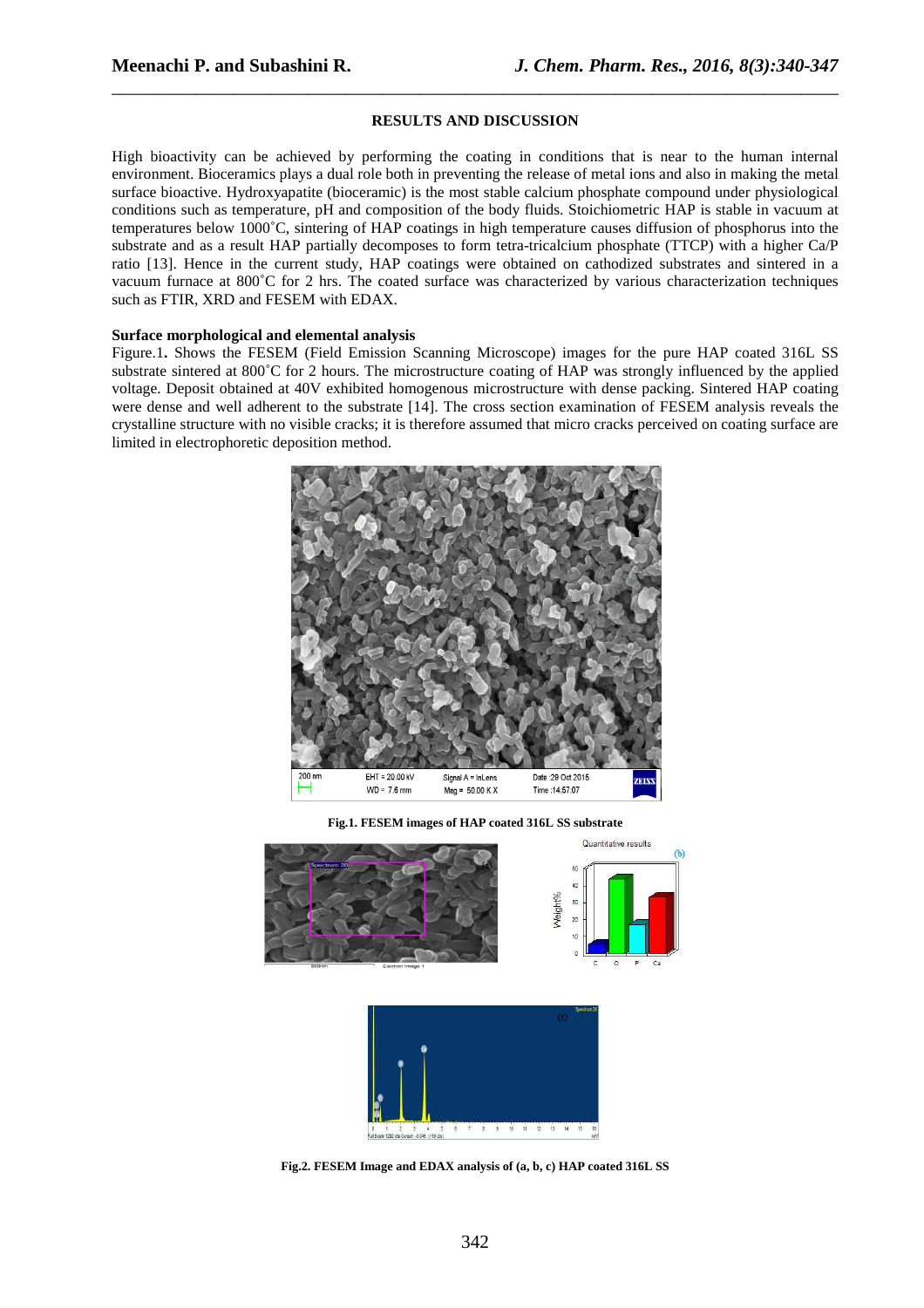## RESULTS AND DISCUSSION

High bioactivity can be achieved by performing the coating in conditions that is near to the human internal environment. Bioceramics plays a dual role both in preventing the release of metal ions and also in making the metal surface bioactive. Hydroxyapatite (bioceramic) is the most stable calcium phosphate compound under physiological conditions such as temperature, pH and composition of the body fluids. Stoichiometric HAP is stable in vacuum at temperatures below 1000˚C, sintering of HAP coatings in high temperature causes diffusion of phosphorus into the substrate and as a result HAP partially decomposes to form tetra-tricalcium phosphate (TTCP) with a higher Ca/P ratio [13]. Hence in the current study, HAP coatings were obtained on cathodized substrates and sintered in a vacuum furnace at 800˚C for 2 hrs. The coated surface was characterized by various characterization techniques such as FTIR, XRD and FESEM with EDAX.

### Surface morphological and elemental analysis

Figure.1**.** Shows the FESEM (Field Emission Scanning Microscope) images for the pure HAP coated 316L SS substrate sintered at 800˚C for 2 hours. The microstructure coating of HAP was strongly influenced by the applied voltage. Deposit obtained at 40V exhibited homogenous microstructure with dense packing. Sintered HAP coating were dense and well adherent to the substrate [14]. The cross section examination of FESEM analysis reveals the crystalline structure with no visible cracks; it is therefore assumed that micro cracks perceived on coating surface are limited in electrophoretic deposition method.

200 nm
EHT = 20.00 kV
WD = 7.6 mm
Signal A = InLens
Mag = 50.00 K X
Date :29 Oct 2015
Time :14:57:07
ZEISS

**Fig.1. FESEM images of HAP coated 316L SS substrate**

Spectrum 20
(a)
800nm
Electron Image 1

Quantitative results
(b)
Weight%
50
40
30
20
10
0
C O P Ca

(c)
Spectrum 20
Full Scale 1282 cts Cursor: -0.046 (159 cts)
keV

**Fig.2. FESEM Image and EDAX analysis of (a, b, c) HAP coated 316L SS**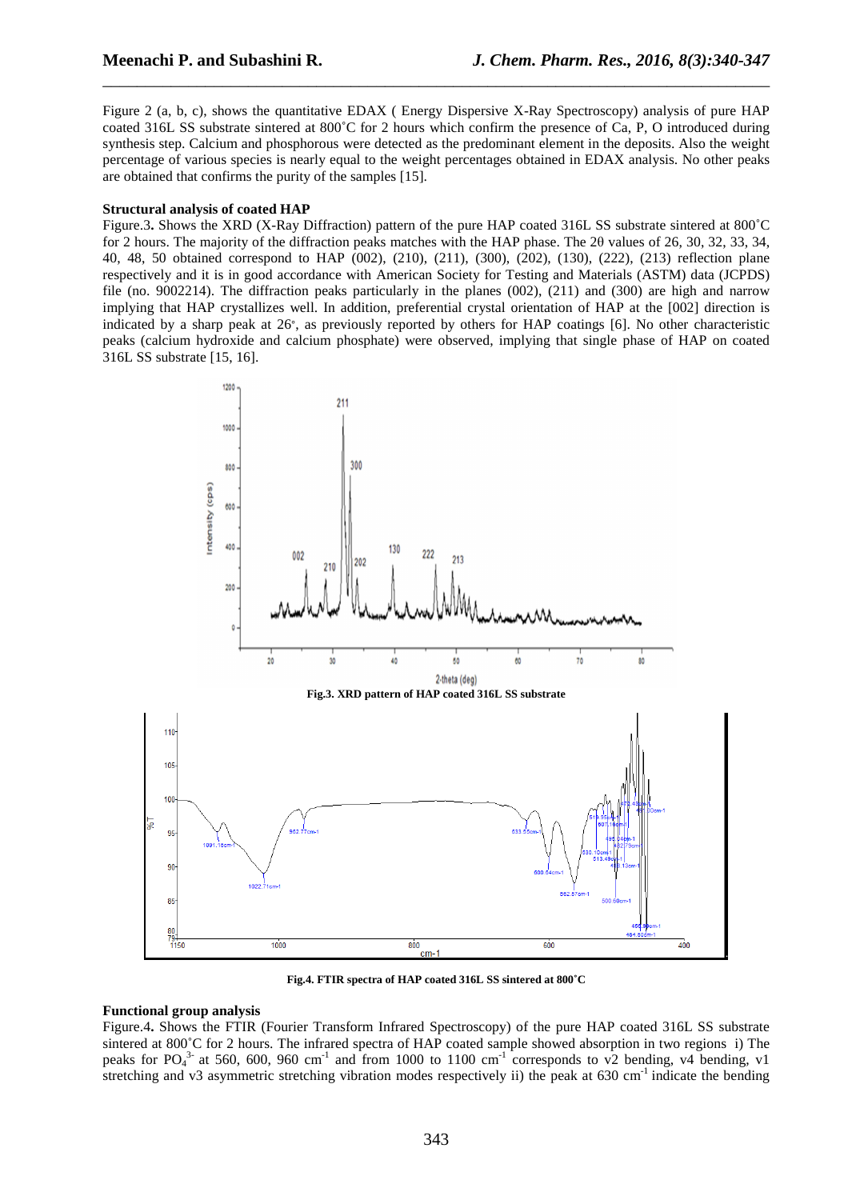Figure 2 (a, b, c), shows the quantitative EDAX ( Energy Dispersive X-Ray Spectroscopy) analysis of pure HAP coated 316L SS substrate sintered at 800˚C for 2 hours which confirm the presence of Ca, P, O introduced during synthesis step. Calcium and phosphorous were detected as the predominant element in the deposits. Also the weight percentage of various species is nearly equal to the weight percentages obtained in EDAX analysis. No other peaks are obtained that confirms the purity of the samples [15].

**Structural analysis of coated HAP**

Figure.3**.** Shows the XRD (X-Ray Diffraction) pattern of the pure HAP coated 316L SS substrate sintered at 800˚C for 2 hours. The majority of the diffraction peaks matches with the HAP phase. The 2θ values of 26, 30, 32, 33, 34, 40, 48, 50 obtained correspond to HAP (002), (210), (211), (300), (202), (130), (222), (213) reflection plane respectively and it is in good accordance with American Society for Testing and Materials (ASTM) data (JCPDS) file (no. 9002214). The diffraction peaks particularly in the planes (002), (211) and (300) are high and narrow implying that HAP crystallizes well. In addition, preferential crystal orientation of HAP at the [002] direction is indicated by a sharp peak at 26˚, as previously reported by others for HAP coatings [6]. No other characteristic peaks (calcium hydroxide and calcium phosphate) were observed, implying that single phase of HAP on coated 316L SS substrate [15, 16].

Intensity (cps)
1200
1000
800
600
400
200
0
211
300
002
210
202
130
222
213
20
30
40
50
60
70
80
2-theta (deg)

**Fig.3. XRD pattern of HAP coated 316L SS substrate**

%T
110
105
100
95
90
85
80
79
1091.16cm-1
1022.71cm-1
962.77cm-1
633.55cm-1
600.64cm-1
562.57cm-1
530.10cm-1
513.49cm-1
500.60cm-1
519.95cm-1
507.16cm-1
495.04cm-1
482.79cm-1
478.43cm-1
451.00cm-1
458.13cm-1
466.39cm-1
464.60cm-1
1150
1000
800
600
400
cm-1

**Fig.4. FTIR spectra of HAP coated 316L SS sintered at 800˚C**

**Functional group analysis**

Figure.4**.** Shows the FTIR (Fourier Transform Infrared Spectroscopy) of the pure HAP coated 316L SS substrate sintered at 800˚C for 2 hours. The infrared spectra of HAP coated sample showed absorption in two regions i) The peaks for $PO_4^{3-}$ at 560, 600, 960 $cm^{-1}$ and from 1000 to 1100 $cm^{-1}$ corresponds to v2 bending, v4 bending, v1 stretching and v3 asymmetric stretching vibration modes respectively ii) the peak at 630 $cm^{-1}$ indicate the bending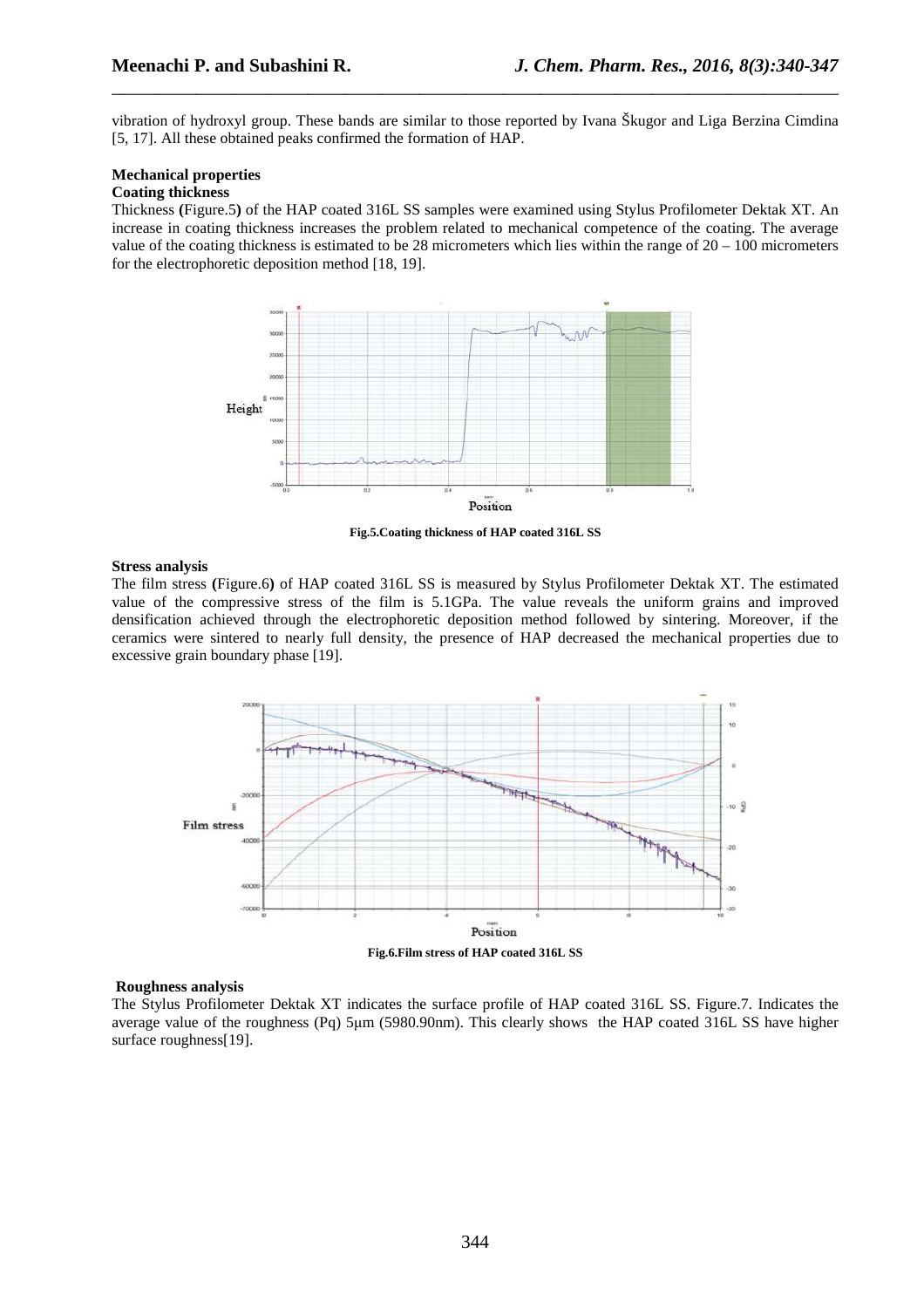vibration of hydroxyl group. These bands are similar to those reported by Ivana Škugor and Liga Berzina Cimdina [5, 17]. All these obtained peaks confirmed the formation of HAP.

**Mechanical properties**

**Coating thickness**

Thickness (Figure.5) of the HAP coated 316L SS samples were examined using Stylus Profilometer Dektak XT. An increase in coating thickness increases the problem related to mechanical competence of the coating. The average value of the coating thickness is estimated to be 28 micrometers which lies within the range of 20 – 100 micrometers for the electrophoretic deposition method [18, 19].

Height

Position

**Fig.5.Coating thickness of HAP coated 316L SS**

**Stress analysis**

The film stress (Figure.6) of HAP coated 316L SS is measured by Stylus Profilometer Dektak XT. The estimated value of the compressive stress of the film is 5.1GPa. The value reveals the uniform grains and improved densification achieved through the electrophoretic deposition method followed by sintering. Moreover, if the ceramics were sintered to nearly full density, the presence of HAP decreased the mechanical properties due to excessive grain boundary phase [19].

Film stress

Position

**Fig.6.Film stress of HAP coated 316L SS**

**Roughness analysis**

The Stylus Profilometer Dektak XT indicates the surface profile of HAP coated 316L SS. Figure.7. Indicates the average value of the roughness (Pq) 5μm (5980.90nm). This clearly shows the HAP coated 316L SS have higher surface roughness[19].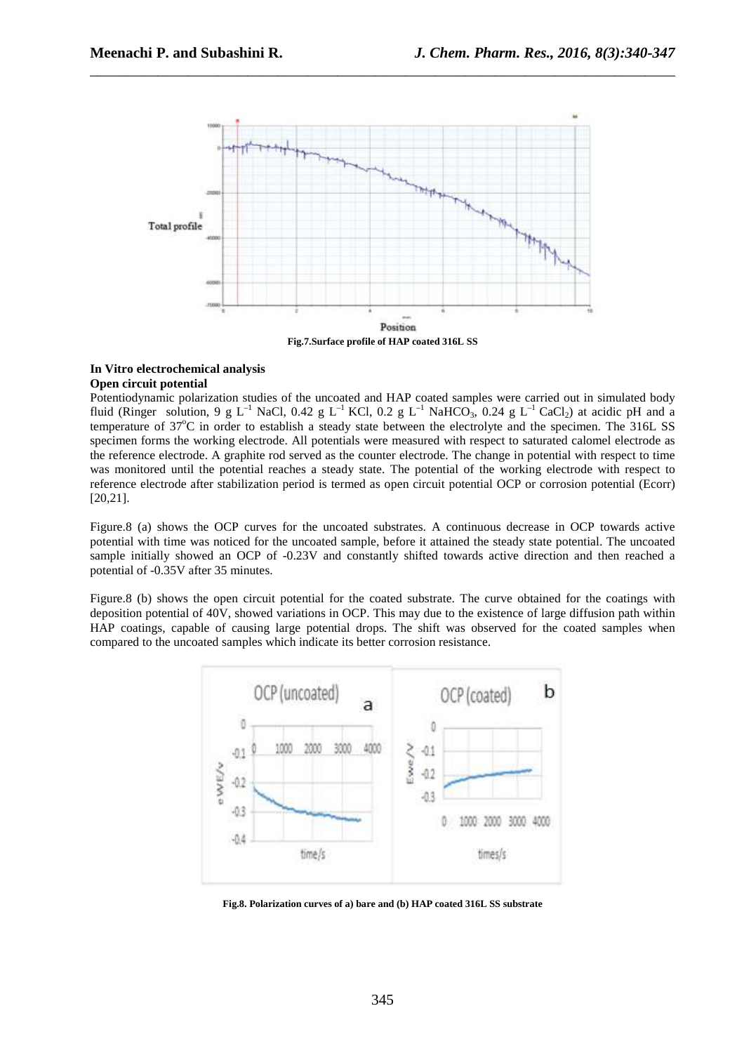Total profile

Position

**Fig.7.Surface profile of HAP coated 316L SS**

### In Vitro electrochemical analysis

#### Open circuit potential

Potentiodynamic polarization studies of the uncoated and HAP coated samples were carried out in simulated body fluid (Ringer solution, 9 g $L^{-1}$ NaCl, 0.42 g $L^{-1}$ KCl, 0.2 g $L^{-1}$ $NaHCO_3$, 0.24 g $L^{-1}$ $CaCl_2$) at acidic pH and a temperature of 37°C in order to establish a steady state between the electrolyte and the specimen. The 316L SS specimen forms the working electrode. All potentials were measured with respect to saturated calomel electrode as the reference electrode. A graphite rod served as the counter electrode. The change in potential with respect to time was monitored until the potential reaches a steady state. The potential of the working electrode with respect to reference electrode after stabilization period is termed as open circuit potential OCP or corrosion potential (Ecorr) [20,21].

Figure.8 (a) shows the OCP curves for the uncoated substrates. A continuous decrease in OCP towards active potential with time was noticed for the uncoated sample, before it attained the steady state potential. The uncoated sample initially showed an OCP of -0.23V and constantly shifted towards active direction and then reached a potential of -0.35V after 35 minutes.

Figure.8 (b) shows the open circuit potential for the coated substrate. The curve obtained for the coatings with deposition potential of 40V, showed variations in OCP. This may due to the existence of large diffusion path within HAP coatings, capable of causing large potential drops. The shift was observed for the coated samples when compared to the uncoated samples which indicate its better corrosion resistance.

OCP (uncoated) a

eWE/v

0
-0.1
-0.2
-0.3
-0.4

0 1000 2000 3000 4000

time/s

OCP (coated) b

Ewe/V

0
-0.1
-0.2
-0.3

0 1000 2000 3000 4000

times/s

**Fig.8. Polarization curves of a) bare and (b) HAP coated 316L SS substrate**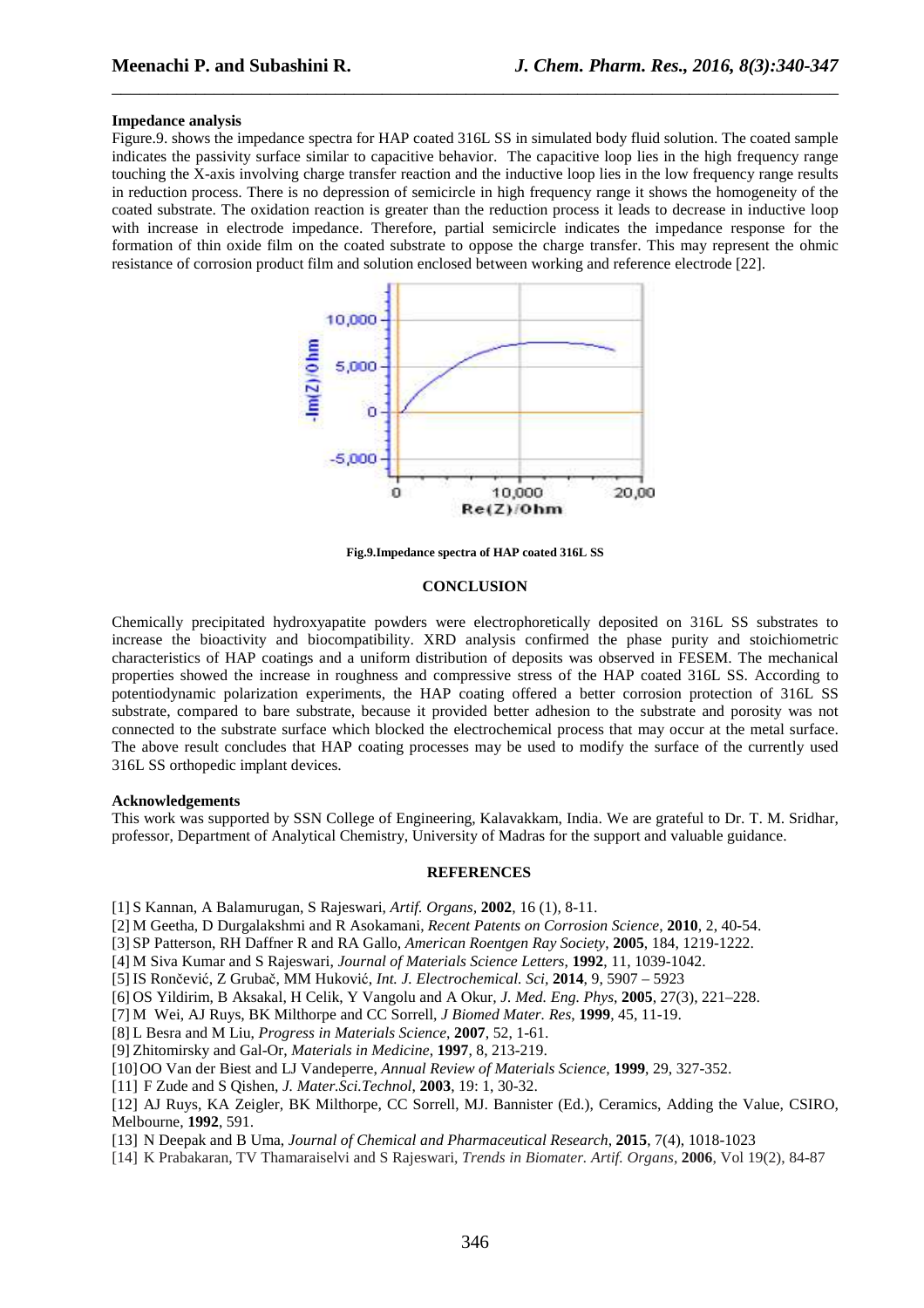**Impedance analysis**

Figure.9. shows the impedance spectra for HAP coated 316L SS in simulated body fluid solution. The coated sample indicates the passivity surface similar to capacitive behavior. The capacitive loop lies in the high frequency range touching the X-axis involving charge transfer reaction and the inductive loop lies in the low frequency range results in reduction process. There is no depression of semicircle in high frequency range it shows the homogeneity of the coated substrate. The oxidation reaction is greater than the reduction process it leads to decrease in inductive loop with increase in electrode impedance. Therefore, partial semicircle indicates the impedance response for the formation of thin oxide film on the coated substrate to oppose the charge transfer. This may represent the ohmic resistance of corrosion product film and solution enclosed between working and reference electrode [22].

10,000
5,000
0
-5,000
-Im(Z)/Ohm
0
10,000
20,00
Re(Z)/Ohm

**Fig.9.Impedance spectra of HAP coated 316L SS**

## CONCLUSION

Chemically precipitated hydroxyapatite powders were electrophoretically deposited on 316L SS substrates to increase the bioactivity and biocompatibility. XRD analysis confirmed the phase purity and stoichiometric characteristics of HAP coatings and a uniform distribution of deposits was observed in FESEM. The mechanical properties showed the increase in roughness and compressive stress of the HAP coated 316L SS. According to potentiodynamic polarization experiments, the HAP coating offered a better corrosion protection of 316L SS substrate, compared to bare substrate, because it provided better adhesion to the substrate and porosity was not connected to the substrate surface which blocked the electrochemical process that may occur at the metal surface. The above result concludes that HAP coating processes may be used to modify the surface of the currently used 316L SS orthopedic implant devices.

**Acknowledgements**

This work was supported by SSN College of Engineering, Kalavakkam, India. We are grateful to Dr. T. M. Sridhar, professor, Department of Analytical Chemistry, University of Madras for the support and valuable guidance.

## REFERENCES

[1] S Kannan, A Balamurugan, S Rajeswari, *Artif. Organs*, **2002**, 16 (1), 8-11.
[2] M Geetha, D Durgalakshmi and R Asokamani, *Recent Patents on Corrosion Science*, **2010**, 2, 40-54.
[3] SP Patterson, RH Daffner R and RA Gallo, *American Roentgen Ray Society*, **2005**, 184, 1219-1222.
[4] M Siva Kumar and S Rajeswari, *Journal of Materials Science Letters*, **1992**, 11, 1039-1042.
[5] IS Rončević, Z Grubač, MM Huković, *Int. J. Electrochemical. Sci*, **2014**, 9, 5907 – 5923
[6] OS Yildirim, B Aksakal, H Celik, Y Vangolu and A Okur, *J. Med. Eng. Phys*, **2005**, 27(3), 221–228.
[7] M Wei, AJ Ruys, BK Milthorpe and CC Sorrell, *J Biomed Mater. Res*, **1999**, 45, 11-19.
[8] L Besra and M Liu, *Progress in Materials Science*, **2007**, 52, 1-61.
[9] Zhitomirsky and Gal-Or, *Materials in Medicine*, **1997**, 8, 213-219.
[10] OO Van der Biest and LJ Vandeperre, *Annual Review of Materials Science*, **1999**, 29, 327-352.
[11] F Zude and S Qishen, *J. Mater.Sci.Technol*, **2003**, 19: 1, 30-32.
[12] AJ Ruys, KA Zeigler, BK Milthorpe, CC Sorrell, MJ. Bannister (Ed.), Ceramics, Adding the Value, CSIRO, Melbourne, **1992**, 591.
[13] N Deepak and B Uma, *Journal of Chemical and Pharmaceutical Research*, **2015**, 7(4), 1018-1023
[14] K Prabakaran, TV Thamaraiselvi and S Rajeswari, *Trends in Biomater. Artif. Organs*, **2006**, Vol 19(2), 84-87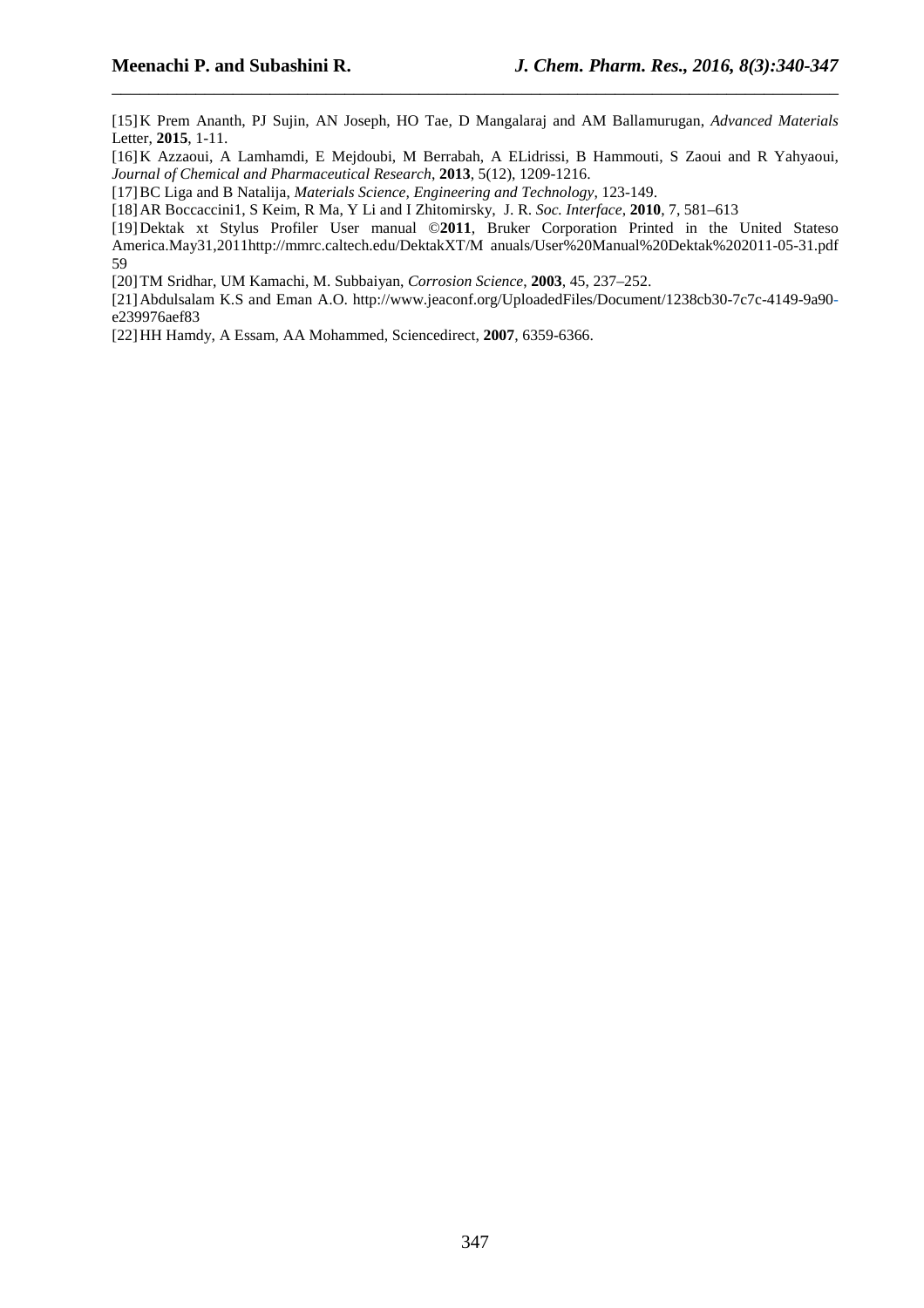[15] K Prem Ananth, PJ Sujin, AN Joseph, HO Tae, D Mangalaraj and AM Ballamurugan, *Advanced Materials* Letter, **2015**, 1-11.

[16] K Azzaoui, A Lamhamdi, E Mejdoubi, M Berrabah, A ELidrissi, B Hammouti, S Zaoui and R Yahyaoui, *Journal of Chemical and Pharmaceutical Research*, **2013**, 5(12), 1209-1216.

[17] BC Liga and B Natalija, *Materials Science, Engineering and Technology*, 123-149.

[18] AR Boccaccini1, S Keim, R Ma, Y Li and I Zhitomirsky, J. R. *Soc. Interface*, **2010**, 7, 581–613

[19] Dektak xt Stylus Profiler User manual ©**2011**, Bruker Corporation Printed in the United Stateso America.May31,2011http://mmrc.caltech.edu/DektakXT/M anuals/User%20Manual%20Dektak%202011-05-31.pdf 59

[20] TM Sridhar, UM Kamachi, M. Subbaiyan, *Corrosion Science*, **2003**, 45, 237–252.

[21] Abdulsalam K.S and Eman A.O. http://www.jeaconf.org/UploadedFiles/Document/1238cb30-7c7c-4149-9a90-e239976aef83

[22] HH Hamdy, A Essam, AA Mohammed, Sciencedirect, **2007**, 6359-6366.